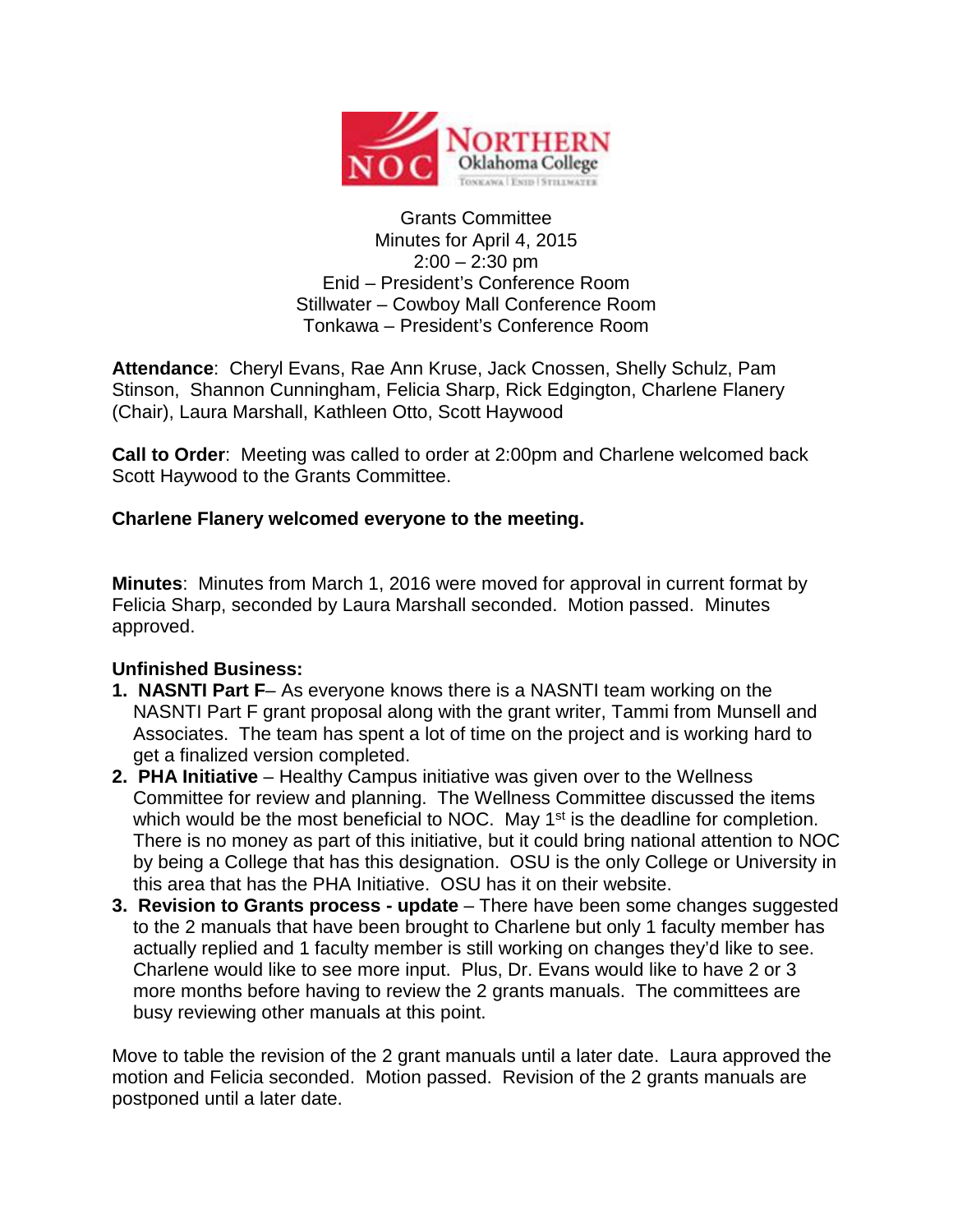Grants Committee
Minutes for April 4, 2015
2:00 – 2:30 pm
Enid – President's Conference Room
Stillwater – Cowboy Mall Conference Room
Tonkawa – President's Conference Room

**Attendance**: Cheryl Evans, Rae Ann Kruse, Jack Cnossen, Shelly Schulz, Pam Stinson, Shannon Cunningham, Felicia Sharp, Rick Edgington, Charlene Flanery (Chair), Laura Marshall, Kathleen Otto, Scott Haywood

**Call to Order**: Meeting was called to order at 2:00pm and Charlene welcomed back Scott Haywood to the Grants Committee.

**Charlene Flanery welcomed everyone to the meeting.**

**Minutes**: Minutes from March 1, 2016 were moved for approval in current format by Felicia Sharp, seconded by Laura Marshall seconded. Motion passed. Minutes approved.

**Unfinished Business:**

1. **NASNTI Part F**– As everyone knows there is a NASNTI team working on the NASNTI Part F grant proposal along with the grant writer, Tammi from Munsell and Associates. The team has spent a lot of time on the project and is working hard to get a finalized version completed.
2. **PHA Initiative** – Healthy Campus initiative was given over to the Wellness Committee for review and planning. The Wellness Committee discussed the items which would be the most beneficial to NOC. May 1st is the deadline for completion. There is no money as part of this initiative, but it could bring national attention to NOC by being a College that has this designation. OSU is the only College or University in this area that has the PHA Initiative. OSU has it on their website.
3. **Revision to Grants process - update** – There have been some changes suggested to the 2 manuals that have been brought to Charlene but only 1 faculty member has actually replied and 1 faculty member is still working on changes they'd like to see. Charlene would like to see more input. Plus, Dr. Evans would like to have 2 or 3 more months before having to review the 2 grants manuals. The committees are busy reviewing other manuals at this point.

Move to table the revision of the 2 grant manuals until a later date. Laura approved the motion and Felicia seconded. Motion passed. Revision of the 2 grants manuals are postponed until a later date.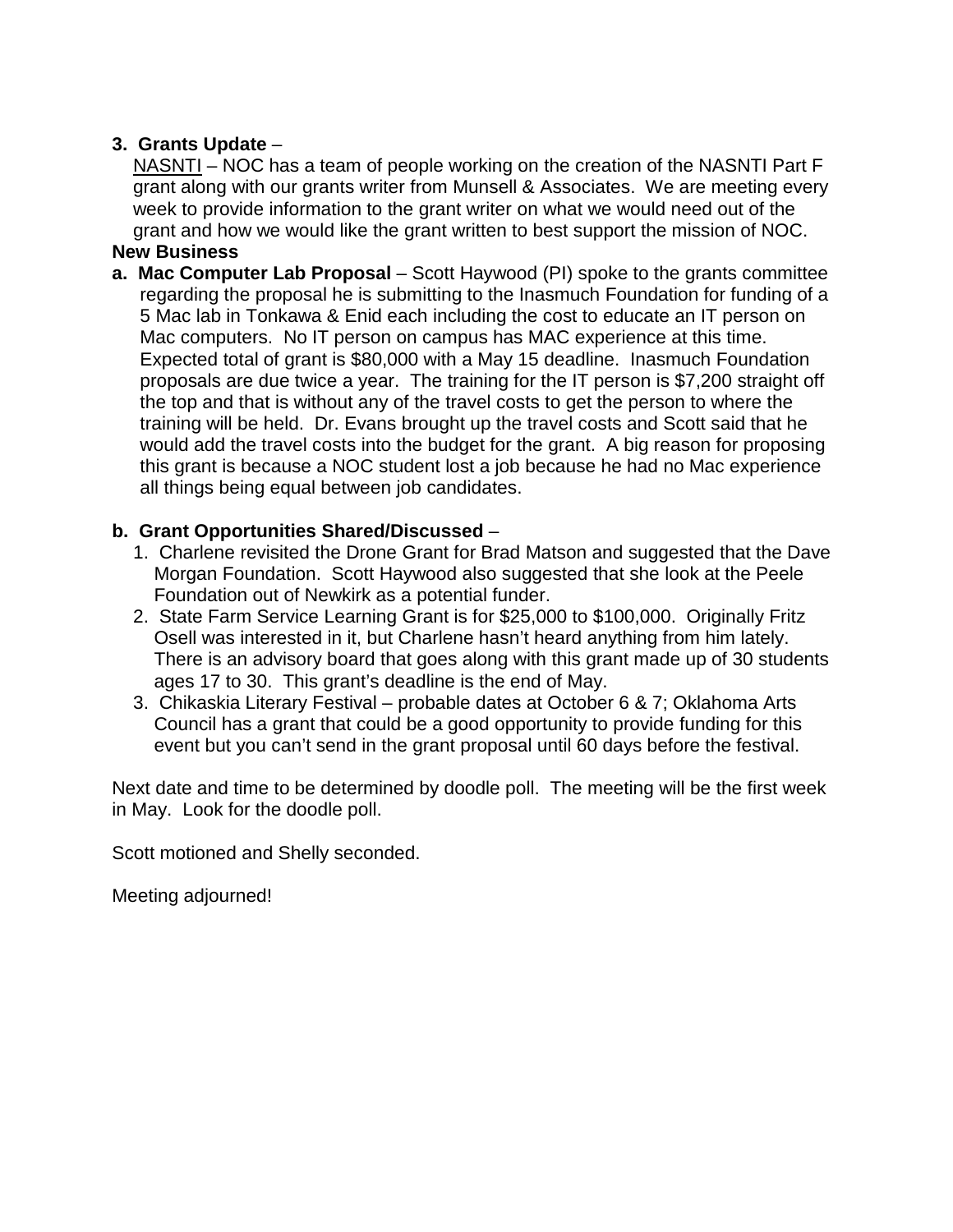**3. Grants Update** –

NASNTI – NOC has a team of people working on the creation of the NASNTI Part F grant along with our grants writer from Munsell & Associates. We are meeting every week to provide information to the grant writer on what we would need out of the grant and how we would like the grant written to best support the mission of NOC.

**New Business**

**a. Mac Computer Lab Proposal** – Scott Haywood (PI) spoke to the grants committee regarding the proposal he is submitting to the Inasmuch Foundation for funding of a 5 Mac lab in Tonkawa & Enid each including the cost to educate an IT person on Mac computers. No IT person on campus has MAC experience at this time. Expected total of grant is $80,000 with a May 15 deadline. Inasmuch Foundation proposals are due twice a year. The training for the IT person is $7,200 straight off the top and that is without any of the travel costs to get the person to where the training will be held. Dr. Evans brought up the travel costs and Scott said that he would add the travel costs into the budget for the grant. A big reason for proposing this grant is because a NOC student lost a job because he had no Mac experience all things being equal between job candidates.

**b. Grant Opportunities Shared/Discussed** –

1. Charlene revisited the Drone Grant for Brad Matson and suggested that the Dave Morgan Foundation. Scott Haywood also suggested that she look at the Peele Foundation out of Newkirk as a potential funder.
2. State Farm Service Learning Grant is for $25,000 to $100,000. Originally Fritz Osell was interested in it, but Charlene hasn't heard anything from him lately. There is an advisory board that goes along with this grant made up of 30 students ages 17 to 30. This grant's deadline is the end of May.
3. Chikaskia Literary Festival – probable dates at October 6 & 7; Oklahoma Arts Council has a grant that could be a good opportunity to provide funding for this event but you can't send in the grant proposal until 60 days before the festival.

Next date and time to be determined by doodle poll. The meeting will be the first week in May. Look for the doodle poll.

Scott motioned and Shelly seconded.

Meeting adjourned!